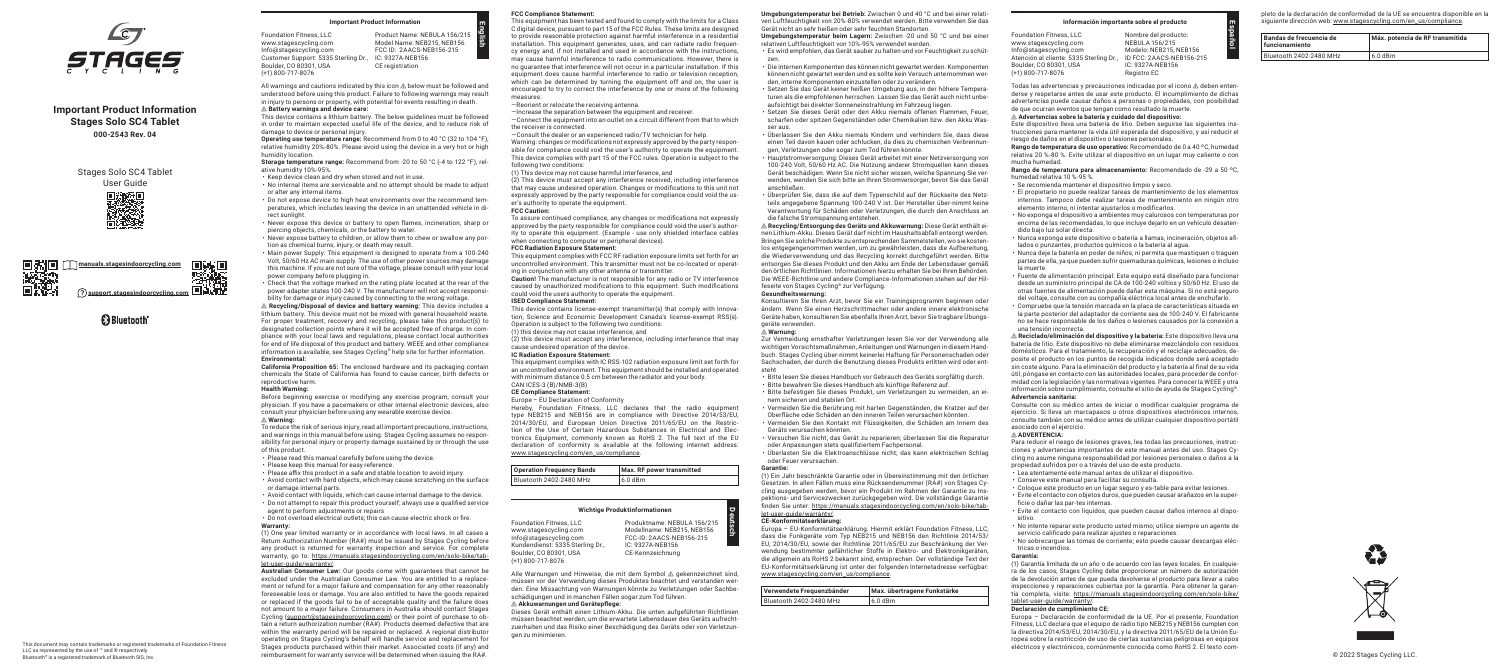# Important Product Information Stages Solo SC4 Tablet

000-2543 Rev. 04

Stages Solo SC4 Tablet User Guide

manuals.stagesindoorcycling.com

support.stagesindoorcycling.com

This document may contain trademarks or registered trademarks of Foundation Fitness LLC as represented by the use of ™ and ® respectively.
Bluetooth® is a registered trademark of Bluetooth SIG, Inc.

## Important Product Information

English

Foundation Fitness, LLC
www.stagescycling.com
Info@stagescycling.com
Customer Support: 5335 Sterling Dr., Boulder, CO 80301, USA
(+1) 800-717-8076

Product Name: NEBULA 156/215
Model Name: NEB215, NEB156
FCC ID.: 2AACS-NEB156-215
IC: 9327A-NEB156
CE registration

All warnings and cautions indicated by this icon ⚠ below must be followed and understood before using this product. Failure to following warnings may result in injury to persons or property, with potential for events resulting in death.

⚠ **Battery warnings and device care:**

This device contains a lithium battery. The below guidelines must be followed in order to maintain expected useful life of the device, and to reduce risk of damage to device or personal injury.

**Operating use temperature range:** Recommend from 0 to 40 °C (32 to 104 °F), relative humidity 20%-80%. Please avoid using the device in a very hot or high humidity location.

**Storage temperature range:** Recommend from -20 to 50 °C (-4 to 122 °F), relative humidity 10%-95%.

- Keep device clean and dry when stored and not in use.
- No internal items are serviceable and no attempt should be made to adjust or alter any internal items.
- Do not expose device to high heat environments over the recommend temperatures, which includes leaving the device in an unattended vehicle in direct sunlight.
- Never expose this device or battery to open flames, incineration, sharp or piercing objects, chemicals, or the battery to water.
- Never expose battery to children, or allow them to chew or swallow any portion as chemical burns, injury, or death may result.
- Main power Supply: This equipment is designed to operate from a 100-240 Volt, 50/60 Hz AC mains supply. The use of other power sources may damage this machine. If you are not sure of the voltage, please consult with your local power company before plugging in.
- Check that the voltage marked on the rating plate located at the rear of the power adapter states 100-240 V. The manufacturer will not accept responsibility for damage or injury caused by connecting to the wrong voltage.

⚠ **Recycling/Disposal of device and battery warning:** This device includes a lithium battery. This device must not be mixed with general household waste. For proper treatment, recovery and recycling, please take this product(s) to designated collection points where it will be accepted free of charge. In compliance with your local laws and regulations, please contact local authorities for end of life disposal of this product and battery. WEEE and other compliance information is available, see Stages Cycling® help site for further information.

**Environmental:**

**California Proposition 65:** The enclosed hardware and its packaging contain chemicals the State of California has found to cause cancer, birth defects or reproductive harm.

**Health Warning:**

Before beginning exercise or modifying any exercise program, consult your physician. If you have a pacemakers or other internal electronic devices, also consult your physician before using any wearable exercise device.

⚠ **Warning:**

To reduce the risk of serious injury, read all important precautions, instructions, and warnings in this manual before using. Stages Cycling assumes no responsibility for personal injury or property damage sustained by or through the use of this product.

- Please read this manual carefully before using the device.
- Please keep this manual for easy reference.
- Please affix this product in a safe and stable location to avoid injury.
- Avoid contact with hard objects, which may cause scratching on the surface or damage internal parts.
- Avoid contact with liquids, which can cause internal damage to the device.
- Do not attempt to repair this product yourself; always use a qualified service agent to perform adjustments or repairs
- Do not overload electrical outlets; this can cause electric shock or fire.

**Warranty:**

(1) One year limited warranty or in accordance with local laws. In all cases a Return Authorization Number (RA#) must be issued by Stages Cycling before any product is returned for warranty inspection and service. For complete warranty, go to: https://manuals.stagesindoorcycling.com/en/solo-bike/tablet-user-guide/warranty/

**Australian Consumer Law:** Our goods come with guarantees that cannot be excluded under the Australian Consumer Law. You are entitled to a replacement or refund for a major failure and compensation for any other reasonably foreseeable loss or damage. You are also entitled to have the goods repaired or replaced if the goods fail to be of acceptable quality and the failure does not amount to a major failure. Consumers in Australia should contact Stages Cycling (support@stagesindoorcycling.com) or their point of purchase to obtain a return authorization number (RA#). Products deemed defective that are within the warranty period will be repaired or replaced. A regional distributor operating on Stages Cycling's behalf will handle service and replacement for Stages products purchased within their market. Associated costs (if any) and reimbursement for warranty service will be determined when issuing the RA#.

**FCC Compliance Statement:**

This equipment has been tested and found to comply with the limits for a Class C digital device, pursuant to part 15 of the FCC Rules. These limits are designed to provide reasonable protection against harmful interference in a residential installation. This equipment generates, uses, and can radiate radio frequency energy and, if not installed and used in accordance with the instructions, may cause harmful interference to radio communications. However, there is no guarantee that interference will not occur in a particular installation. If this equipment does cause harmful interference to radio or television reception, which can be determined by turning the equipment off and on, the user is encouraged to try to correct the interference by one or more of the following measures:

—Reorient or relocate the receiving antenna.
—Increase the separation between the equipment and receiver.
—Connect the equipment into an outlet on a circuit different from that to which the receiver is connected.
—Consult the dealer or an experienced radio/TV technician for help.

Warning: changes or modifications not expressly approved by the party responsible for compliance could void the user's authority to operate the equipment. This device complies with part 15 of the FCC rules. Operation is subject to the following two conditions:

(1) This device may not cause harmful interference, and
(2) This device must accept any interference received, including interference that may cause undesired operation. Changes or modifications to this unit not expressly approved by the party responsible for compliance could void the user's authority to operate the equipment.

**FCC Caution:**

To assure continued compliance, any changes or modifications not expressly approved by the party responsible for compliance could void the user's authority to operate this equipment. (Example - use only shielded interface cables when connecting to computer or peripheral devices).

**FCC Radiation Exposure Statement:**

This equipment complies with FCC RF radiation exposure limits set forth for an uncontrolled environment. This transmitter must not be co-located or operating in conjunction with any other antenna or transmitter.

**Caution!** The manufacturer is not responsible for any radio or TV interference caused by unauthorized modifications to this equipment. Such modifications could void the user's authority to operate the equipment.

**ISED Compliance Statement:**

This device contains license-exempt transmitter(s) that comply with Innovation, Science and Economic Development Canada's license-exempt RSS(s). Operation is subject to the following two conditions:
(1) this device may not cause interference, and
(2) this device must accept any interference, including interference that may cause undesired operation of the device.

**IC Radiation Exposure Statement:**

This equipment complies with IC RSS-102 radiation exposure limit set forth for an uncontrolled environment. This equipment should be installed and operated with minimum distance 0.5 cm between the radiator and your body.

CAN ICES-3 (B)/NMB-3(B)

**CE Compliance Statement:**

Europe – EU Declaration of Conformity

Hereby, Foundation Fitness, LLC declares that the radio equipment type NEB215 and NEB156 are in compliance with Directive 2014/53/EU, 2014/30/EU, and European Union Directive 2011/65/EU on the Restriction of the Use of Certain Hazardous Substances in Electrical and Electronics Equipment, commonly known as RoHS 2. The full text of the EU declaration of conformity is available at the following internet address: www.stagescycling.com/en_us/compliance.

| Operation Frequency Bands | Max. RF power transmitted |
|---|---|
| Bluetooth 2402-2480 MHz | 6.0 dBm |

## Wichtige Produktinformationen

Deutsch

Foundation Fitness, LLC
www.stagescycling.com
Info@stagescycling.com
Kundendienst: 5335 Sterling Dr., Boulder, CO 80301, USA
(+1) 800-717-8076

Produktname: NEBULA 156/215
Modellname: NEB215, NEB156
FCC-ID.: 2AACS-NEB156-215
IC: 9327A-NEB156
CE-Kennzeichnung

Alle Warnungen und Hinweise, die mit dem Symbol ⚠ gekennzeichnet sind, müssen vor der Verwendung dieses Produktes beachtet und verstanden werden. Eine Missachtung von Warnungen könnte zu Verletzungen oder Sachbeschädigungen und in manchen Fällen sogar zum Tod führen.

⚠ **Akkuwarnungen und Gerätepflege:**

Dieses Gerät enthält einen Lithium-Akku. Die unten aufgeführten Richtlinien müssen beachtet werden, um die erwartete Lebensdauer des Geräts aufrechtzuerhalten und das Risiko einer Beschädigung des Geräts oder von Verletzungen zu minimieren.

**Umgebungstemperatur bei Betrieb:** Zwischen 0 und 40 °C und bei einer relativen Luftfeuchtigkeit von 20% 80% verwendet werden. Bitte verwenden Sie das Gerät nicht an sehr heißen oder sehr feuchten Standorten.

**Umgebungstemperatur beim Lagern:** Zwischen -20 und 50 °C und bei einer relativen Luftfeuchtigkeit von 10%-95% verwendet werden.

- Es wird empfohlen, das Gerät sauber zu halten und vor Feuchtigkeit zu schützen.
- Die internen Komponenten des können nicht gewartet werden. Komponenten können nicht gewartet werden und es sollte kein Versuch unternommen werden, interne Komponenten einzustellen oder zu verändern.
- Setzen Sie das Gerät keiner heißen Umgebung aus, in der höhere Temperaturen als die empfohlenen herrschen. Lassen Sie das Gerät auch nicht unbeaufsichtigt bei direkter Sonneneinstrahlung im Fahrzeug liegen.
- Setzen Sie dieses Gerät oder den Akku niemals offenen Flammen, Feuer, scharfen oder spitzen Gegenständen oder Chemikalien bzw. den Akku Wasser aus.
- Überlassen Sie den Akku niemals Kindern und verhindern Sie, dass diese einen Teil davon kauen oder schlucken, da dies zu chemischen Verbrennungen, Verletzungen oder sogar zum Tod führen könnte.
- Hauptstromversorgung: Dieses Gerät arbeitet mit einer Netzversorgung von 100-240 Volt, 50/60 Hz AC. Die Nutzung anderer Stromquellen kann dieses Gerät beschädigen. Wenn Sie nicht sicher wissen, welche Spannung Sie verwenden, wenden Sie sich bitte an Ihren Stromversorger, bevor Sie das Gerät anschließen.
- Überprüfen Sie, dass die auf dem Typenschild auf der Rückseite des Netzteils angegebene Spannung 100-240 V ist. Der Hersteller übernimmt keine Verantwortung für Schäden oder Verletzungen, die durch den Anschluss an die falsche Stromspannung entstehen.

⚠ **Recycling/Entsorgung des Geräts und Akkuwarnung:** Diese Gerät enthält einen Lithium-Akku. Dieses Gerät darf nicht im Haushaltsabfall entsorgt werden. Bringen Sie solche Produkte zu entsprechenden Sammelstellen, wo sie kostenlos entgegengenommen werden, um zu gewährleisten, dass die Aufbereitung, die Wiederverwendung und das Recycling korrekt durchgeführt werden. Bitte entsorgen Sie dieses Produkt und den Akku am Ende der Lebensdauer gemäß den örtlichen Richtlinien. Informationen hierzu erhalten Sie bei Ihren Behörden. Die WEEE-Richtlinie und andere Compliance-Informationen stehen auf der Hilfeseite von Stages Cycling® zur Verfügung.

**Gesundheitswarnung:**

Konsultieren Sie Ihren Arzt, bevor Sie ein Trainingsprogramm beginnen oder ändern. Wenn Sie einen Herzschrittmacher oder andere innere elektronische Geräte haben, konsultieren Sie ebenfalls Ihren Arzt, bevor Sie tragbare Übungsgeräte verwenden.

⚠ **Warnung:**

Zur Vermeidung ernsthafter Verletzungen lesen Sie vor der Verwendung alle wichtigen Vorsichtsmaßnahmen, Anleitungen und Warnungen in diesem Handbuch. Stages Cycling über-nimmt keinerlei Haftung für Personenschaden oder Sachschaden, der durch die Benutzung dieses Produkts erlitten wird oder entsteht

- Bitte lesen Sie dieses Handbuch vor Gebrauch des Geräts sorgfältig durch.
- Bitte bewahren Sie dieses Handbuch als künftige Referenz auf.
- Bitte befestigen Sie dieses Produkt, um Verletzungen zu vermeiden, an einem sicheren und stabilen Ort.
- Vermeiden Sie die Berührung mit harten Gegenständen, die Kratzer auf der Oberfläche oder Schäden an den inneren Teilen verursachen könnten.
- Vermeiden Sie den Kontakt mit Flüssigkeiten, die Schäden am Innern des Geräts verursachen könnten.
- Versuchen Sie nicht, das Gerät zu reparieren; überlassen Sie die Reparatur oder Anpassungen stets qualifiziertem Fachpersonal.
- Überlasten Sie die Elektroanschlüsse nicht; das kann elektrischen Schlag oder Feuer verursachen.

**Garantie:**

(1) Ein Jahr beschränkte Garantie oder in Übereinstimmung mit den örtlichen Gesetzen. In allen Fällen muss eine Rücksendenummer (RA#) von Stages Cycling ausgegeben werden, bevor ein Produkt im Rahmen der Garantie zu Inspektions- und Servicezwecken zurückgegeben wird. Die vollständige Garantie finden Sie unter: https://manuals.stagesindoorcycling.com/en/solo-bike/tablet-user-guide/warranty/

**CE-Konformitätserklärung:**

Europa – EU-Konformitätserklärung. Hiermit erklärt Foundation Fitness, LLC, dass die Funkgeräte vom Typ NEB215 und NEB156 den Richtlinie 2014/53/EU, 2014/30/EU, sowie der Richtlinie 2011/65/EU zur Beschränkung der Verwendung bestimmter gefährlicher Stoffe in Elektro- und Elektronikgeräten, die allgemein als RoHS 2 bekannt sind, entsprechen. Der vollständige Text der EU-Konformitätserklärung ist unter der folgenden Internetadresse verfügbar: www.stagescycling.com/en_us/compliance.

| Verwendete Frequenzbänder | Max. übertragene Funkstärke |
|---|---|
| Bluetooth 2402-2480 MHz | 6.0 dBm |

## Información importante sobre el producto

Español

Foundation Fitness, LLC
www.stagescycling.com
Info@stagescycling.com
Atención al cliente: 5335 Sterling Dr., Boulder, CO 80301, USA
(+1) 800-717-8076

Nombre del producto: NEBULA 156/215
Modelo: NEB215, NEB156
ID FCC: 2AACS-NEB156-215
IC: 9327A-NEB156
Registro EC

Todas las advertencias y precauciones indicadas por el icono ⚠ deben entenderse y respetarse antes de usar este producto. El incumplimiento de dichas advertencias puede causar daños a personas o propiedades, con posibilidad de que ocurran eventos que tengan como resultado la muerte.

⚠ **Advertencias sobre la batería y cuidado del dispositivo:**

Este dispositivo lleva una batería de litio. Deben seguirse las siguientes instrucciones para mantener la vida útil esperada del dispositivo, y así reducir el riesgo de daños en el dispositivo o lesiones personales.

**Rango de temperatura de uso operativo:** Recomendado de 0 a 40 ºC, humedad relativa 20 % 80 %. Evite utilizar el dispositivo en un lugar muy caliente o con mucha humedad.

**Rango de temperatura para almacenamiento:** Recomendado de -29 a 50 ºC, humedad relativa 10 % 95 %.

- Se recomienda mantener el dispositivo limpio y seco.
- El propietario no puede realizar tareas de mantenimiento de los elementos internos. Tampoco debe realizar tareas de mantenimiento en ningún otro elemento interno, ni intentar ajustarlos o modificarlos.
- No exponga el dispositivo a ambientes muy calurosos con temperaturas por encima de las recomendadas, lo que incluye dejarlo en un vehículo desatendido bajo luz solar directa.
- Nunca exponga este dispositivo o batería a llamas, incineración, objetos afilados o punzantes, productos químicos o la batería al agua.
- Nunca deje la batería en poder de niños, ni permita que mastiquen o traguen partes de ella, ya que pueden sufrir quemaduras químicas, lesiones o incluso la muerte.
- Fuente de alimentación principal: Este equipo está diseñado para funcionar desde un suministro principal de CA de 100-240 voltios y 50/60 Hz. El uso de otras fuentes de alimentación puede dañar esta máquina. Si no está seguro del voltaje, consulte con su compañía eléctrica local antes de enchufarlo.
- Compruebe que la tensión marcada en la placa de características situada en la parte posterior del adaptador de corriente sea de 100-240 V. El fabricante no se hace responsable de los daños o lesiones causados por la conexión a una tensión incorrecta.

⚠ **Reciclado/eliminación del dispositivo y la batería:** Este dispositivo lleva una batería de litio. Este dispositivo no debe eliminarse mezclándolo con residuos domésticos. Para el tratamiento, la recuperación y el reciclaje adecuados, deposite el producto en los puntos de recogida indicados donde será aceptado sin coste alguno. Para la eliminación del producto y la batería al final de su vida útil, póngase en contacto con las autoridades locales, para proceder de conformidad con la legislación y las normativas vigentes. Para conocer la WEEE y otra información sobre cumplimiento, consulte el sitio de ayuda de Stages Cycling®.

**Advertencia sanitaria:**

Consulte con su médico antes de iniciar o modificar cualquier programa de ejercicio. Si lleva un marcapasos u otros dispositivos electrónicos internos, consulte también con su médico antes de utilizar cualquier dispositivo portátil asociado con el ejercicio.

⚠ **ADVERTENCIA:**

Para reducir el riesgo de lesiones graves, lea todas las precauciones, instrucciones y advertencias importantes de este manual antes del uso. Stages Cycling no asume ninguna responsabilidad por lesiones personales o daños a la propiedad sufridos por o a través del uso de este producto.

- Lea atentamente este manual antes de utilizar el dispositivo.
- Conserve este manual para facilitar su consulta.
- Coloque este producto en un lugar seguro y es-table para evitar lesiones.
- Evite el contacto con objetos duros, que pueden causar arañazos en la superficie o dañar las par-tes internas.
- Evite el contacto con líquidos, que pueden causar daños internos al dispositivo.
- No intente reparar este producto usted mismo; utilice siempre un agente de servicio calificado para realizar ajustes o reparaciones.
- No sobrecargue las tomas de corriente; esto puede causar descargas eléctricas o incendios.

**Garantía:**

(1) Garantía limitada de un año o de acuerdo con las leyes locales. En cualquiera de los casos, Stages Cycling debe proporcionar un número de autorización de la devolución antes de que pueda devolverse el producto para llevar a cabo inspecciones y reparaciones cubiertas por la garantía. Para obtener la garantía completa, visite: https://manuals.stagesindoorcycling.com/en/solo-bike/tablet-user-guide/warranty/

**Declaración de cumplimiento CE:**

Europa – Declaración de conformidad de la UE. Por el presente, Foundation Fitness, LLC declara que el equipo de radio tipo NEB215 y NEB156 cumplen con la directiva 2014/53/EU, 2014/30/EU, y la directiva 2011/65/EU de la Unión Europea sobre la restricción de uso de ciertas sustancias peligrosas en equipos eléctricos y electrónicos, comúnmente conocida como RoHS 2. El texto completo de la declaración de conformidad de la UE se encuentra disponible en la siguiente dirección web: www.stagescycling.com/en_us/compliance.

| Bandas de frecuencia de funcionamiento | Máx. potencia de RF transmitida |
|---|---|
| Bluetooth 2402-2480 MHz | 6.0 dBm |

© 2022 Stages Cycling LLC.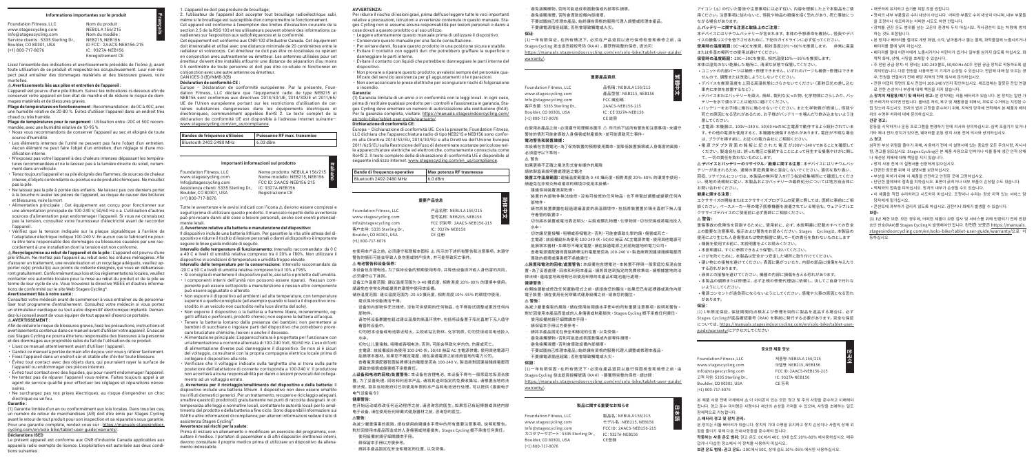## Informations importantes sur le produit

| | |
|---|---|
| Foundation Fitness, LLC | Nom du produit : NEBULA 156/215 |
| www.stagescycling.com | ID du modèle : NEB215, NEB156 |
| Info@stagescycling.com | ID FCC : 2AACS-NEB156-215 |
| Service clients : 5335 Sterling Dr., | IC : 9327A-NEB156 |
| Boulder, CO 80301, USA | Enregistrement CE |
| (+1) 800-717-8076 | |

Lisez l'ensemble des indications et avertissements précédés de l'icône ⚠ avant toute utilisation de ce produit et respectez-les scrupuleusement. Leur non-respect peut entraîner des dommages matériels et des blessures graves, voire mortelles.

**⚠ Avertissements liés aux piles et entretien de l'appareil :**

L'appareil est pourvu d'une pile lithium. Suivez les indications ci-dessous afin de conserver votre appareil en bon état de marche et de réduire le risque de dommages matériels et de blessures graves.

**Plage de températures en fonctionnement :** Recommandation : de 0C à 40C, avec une humidité relative de 20-80 %. Évitez d'utiliser l'appareil dans un endroit très chaud ou très humide.

**Plage de températures pour le rangement :** Utilisation entre -20C et 50C recommandée, avec une humidité relative de 10-95 %.

- Nous vous recommandons de conserver l'appareil au sec et éloigné de toute source d'humidité.
- Les éléments internes de l'unité ne peuvent pas faire l'objet d'un entretien. Aucun élément ne peut faire l'objet d'un entretien, d'un réglage ni d'une modification interne.
- N'exposez pas votre l'appareil à des chaleurs intenses dépassant les températures recommandées et ne le laissez pas à la lumière directe du soleil, notamment dans un véhicule.
- Tenez toujours l'appareil et sa pile éloignés des flammes, de sources de chaleur intense, d'objets contondants ou pointus ou de produits chimiques. Ne veuillez pas la pile.
- Ne laissez pas la pile à portée des enfants. Ne laissez pas ces derniers porter à la bouche ni avaler les pièces de l'appareil, au risque de causer des brûlures et blessures, voire la mort.
- Alimentation principale : Cet équipement est conçu pour fonctionner sur une alimentation principale de 100-240 V, 50/60 Hz c.a. L'utilisation d'autres sources d'alimentation peut endommager l'appareil. Si vous ne connaissez pas la tension, consultez votre fournisseur d'électricité avant de raccorder l'appareil.
- Vérifiez que la tension indiquée sur la plaque signalétique à l'arrière de l'adaptateur électrique indique 100-240 V. En aucun cas le fabricant ne pourra être tenu responsable des dommages ou blessures causés par une raccordement à une installation dont la tension est non conforme.

**⚠ Recyclage/mise au rebut de l'appareil et de la pile :** L'appareil est pourvu d'une pile lithium. Ne mettez pas l'appareil au rebut avec les ordures ménagères. Afin d'assurer un traitement, une revalorisation et un recyclage adéquats, veuillez apporter cel(s) produit(s) aux points de collecte désignés, qui vous en débarrasseront gratuitement. Conformément aux/et et/ou réglementations locales, veuillez contacter vos autorités locales pour la mise au rebut du produit et de la pile au terme de leur cycle de vie. Vous trouverez la directive WEEE et d'autres informations de conformité sur le site Web Stages Cycling®.

**Avertissement lié à votre santé :**

Consultez votre médecin avant de commencer à vous entraîner ou de personnaliser tout programme d'entraînement. Consultez votre médecin si vous portez un stimulateur cardiaque ou tout autre dispositif électronique implanté. Demandez lui conseil avant de vous équiper du tout appareil d'exercice portable.

**⚠ AVERTISSEMENT :**

Afin de réduire le risque de blessures graves, lisez les précautions, instructions et avertissements contenus dans ce manuel avant d'utiliser votre appareil. En aucun cas Stages Cycling ne pourra être tenu responsable des blessures à la personne et des dommages aux propriétés subis du fait de l'utilisation de ce produit.

- Lisez ce manuel attentivement avant d'utiliser l'appareil.
- Gardez ce manuel à portée de main afin de pouvoir vous y référer facilement.
- Fixez l'appareil dans un endroit sûr et stable afin d'éviter toute blessure.
- Évitez tout contact avec des objets durs, qui pourraient rayer la surface de l'appareil ou endommager ces pièces internes.
- Évitez tout contact avec des liquides, qui pourraient endommager l'appareil.
- Ne tentez pas de réparer l'appareil vous-même. Faites toujours appel à un agent de service qualifié pour effectuer les réglages et réparations nécessaires.
- Ne surchargez pas vos prises électriques, au risque d'engendrer un choc électrique ou un feu.

**Garantie :**

(1) Garantie limitée d'un an ou conformément aux lois locales. Dans tous les cas, un numéro de retour de marchandises (AR) doit être émis par Stages Cycling avant le retour de tout produit pour son inspection et sa réparation sous garantie. Pour une garantie complète, rendez-vous sur : https://manuals.stagesindoorcycling.com/en/solo-bike/tablet-user-guide/warranty/

**Déclarations ISED**

Le présent appareil est conforme aux CNR d'Industrie Canada applicables aux appareils radio exempts de licence. L'exploitation est autorisée aux deux conditions suivantes :

1. L'appareil ne doit pas produire de brouillage;
2. l'utilisateur de l'appareil doit accepter tout brouillage radioélectrique subi, même si le brouillage est susceptible d'en compromettre le fonctionnement.

Cet appareil est conforme à l'exemption des limites d'évaluation courante de la section 2.5 de la RSS 102 et les utilisateurs peuvent obtenir des informations canadiennes sur l'exposition aux radiofréquences et la conformité.

Cet équipement est conforme aux CNR-102 d'Industrie Canada. Cet équipement doit être installé et utilisé avec une distance minimale de 20 centimètres entre le radiateur et votre corps. Cet émetteur ne doit pas être co-localisé ou opérant en conjonction avec aucune autre antenne ou émetteur. Les antennes utilisées pour cet émetteur doivent être installées afin de fournir une distance de séparation d'au moins 20 centimètre de toute personne et doit pas être co-situées ni fonctionner en conjonction avec une autre antenne ou émetteur.

CAN ICES-3 (B)/NMB-3(B)

**Déclaration de conformité CE :**

Europe – Déclaration de conformité européenne. Par la présente, Foundation Fitness, LLC déclare que l'équipement radio de type NEB215 et NEB156 sont conformes aux directives 2014/53/UE, 2011/65/UE et 2014/30/UE de l'Union européenne. Ce produit est conforme aux restrictions d'utilisation de certaines substances dangereuses dans les équipements électriques et électroniques, communément appelées RoHS 2. Le texte complet de la déclaration de conformité UE est disponible à l'adresse Internet suivante : www.stagescycling.com/en_us/compliance.

| Bandes de fréquence utilisées | Puissance RF max. transmise |
|---|---|
| Bluetooth 2402-2480 MHz | 6.03 dBm |

## Importanti informazioni sul prodotto

| | |
|---|---|
| Foundation Fitness, LLC | Nome prodotto: NEBULA 156/215 |
| www.stagescycling.com | Nome modello: NEB215, NEB156 |
| Info@stagescycling.com | FCC ID: 2AACS-NEB156-215 |
| Assistenza clienti: 5335 Sterling Dr., | IC: 9327A-NEB156 |
| Boulder, CO 80301, USA | Registrazione CE |
| (+1) 800-717-8076 | |

Tutte le avvertenze e le avvisi indicati con l'icona ⚠ devono essere compresi e seguiti prima di utilizzare questo prodotto. Il mancato rispetto delle avvertenze può provocare danni alle cose o lesioni personali, anche con eventi potenzialmente letali.

**⚠ Avvertenze relative alla batteria e manutenzione del dispositivo:**

Il dispositivo include una batteria lithium. Per garantire la vita utile attesa del dispositivo e ridurre il rischio di lesioni personali o danni al dispositivo è importante seguire le linee guida indicate di seguito.

**Intervallo della temperatura di funzionamento:** Intervallo raccomandato: da 0 C a 40 C e livelli di umidità relativa compresa tra il 20% e l'80%. Non utilizzare il dispositivo in condizioni di temperatura e umidità troppo elevate.

**Intervallo delle temperature per la conservazione:** Intervallo raccomandato da -20 C a 50 C e livelli di umidità relativa compresa tra il 10% e il 95%.

- Si consiglia di mantenere il dispositivo pulito, asciutto e protetto dall'umidità.
- I componenti interni dell'unità non possono essere riparati. Nessun componente può essere sottoposto a manutenzione e nessun altro componente può essere aggiustato o alterato.
- Non esporre il dispositivo ad ambienti ad alte temperature, con temperature superiori a quelle consigliate (ad esempio quando si lascia il dispositivo incustodito in un veicolo con custodia nella luce diretta del sole).
- Non esporre il dispositivo o la batteria a fiamme libere, incenerimento, oggetti affilati o perforanti, prodotti chimici, non esporre la batteria all'acqua.
- Tenere la batteria lontano dalla presenza dei bambini; non permettere ai bambini di succhiare o ingoiare parti del dispositivo che potrebbero provocare bruciature chimiche, lesioni o anche il decesso.
- Alimentazione principale: L'apparecchiatura è progettata per funzionare con un'alimentazione a corrente alternata di 100-240 Volt, 50/60 Hz. L'uso di fonti di alimentazione diverse può danneggiare il dispositivo. Se non si è sicuri del voltaggio, consultarsi con la propria compagnia elettrica locale prima di collegare il dispositivo alla rete.
- Verificare che il voltaggio indicato sulla targhetta che si trova sulla parte posteriore dell'adattatore di corrente corrisponda a 100-240 V. Il produttore non accetterà alcuna responsabilità per danni o lesioni provocati dal collegamento ad un voltaggio errato.

**⚠ Avvertenze per il riciclaggio/smaltimento del dispositivo e della batteria:** Il dispositivo include una batteria lithium. Il dispositivo non deve essere smaltito tra i rifiuti domestici generici. Per un trattamento, recupero e riciclaggio adeguati, smaltire questo(i) prodotto(i) gratuitamente nei punti di raccolta designati. In ottemperanza alle leggi e normative locali, contattare le autorità locali per lo smaltimento del prodotto e della batteria a fine ciclo. Sono disponibili informazioni su RAEE e altre informazioni di conformità; per ulteriori informazioni vedere il sito di assistenza Stages Cycling®.

**Avvertenze sui rischi per la salute:**

Prima di iniziare un allenamento o modificare un esercizio del programma, consultare il medico. I portatori di pacemaker o di altri dispositivi elettronici interni, devono consultare il proprio medico prima di utilizzare un dispositivo di allenamento indossabile.

**AVVERTENZA:**

Per ridurre il rischio di lesioni gravi, prima dell'uso leggere tutte le voci importanti relative a precauzioni, istruzioni e avvertenze contenute in questo manuale. Stages Cycling non si assume alcuna responsabilità per lesioni personali o danni a cose dovuti a questo prodotto o al suo utilizzo.

- Leggere attentamente questo manuale prima di utilizzare il dispositivo.
- Conservare questo manuale per una facile consultazione.
- Per evitare danni, fissare questo prodotto in una posizione sicura e stabile.
- Evitare il contatto con oggetti duri che potrebbero graffiare la superficie o danneggiare le parti interne.
- Evitare il contatto con liquidi che potrebbero danneggiare le parti interne del dispositivo.
- Non provare a riparare questo prodotto; avvalersi sempre del personale qualificato del servizio assistenza per gli aggiustamenti e le riparazioni.
- Non sovraccaricare le prese elettriche per scongiurare rischi di folgorazione o incendio.

**Garanzia:**

(1) Garanzia limitata di un anno o in conformità con le leggi locali. In ogni caso, prima di restituire qualsiasi prodotto per i controlli e l'assistenza in garanzia, Stages Cycling deve emettere un numero di autorizzazione alla restituzione (RA#). Per la garanzia completa, visitare: https://manuals.stagesindoorcycling.com/en/solo-bike/tablet-user-guide/warranty/

**Dichiarazione di conformità CE:**

Europa – Dichiarazione di conformità UE. Con la presente, Foundation Fitness, LLC dichiara che l'apparecchiatura radio di tipo NEB215 e NEB156 sono conformi alla Direttiva 2014/53/EU, 2014/30/EU e alla Direttiva dell'Unione Europea 2011/65/EU sulla Restrizione dell'uso di determinate sostanze pericolose nelle apparecchiature elettriche ed elettroniche, comunemente conosciuta come RoHS 2. Il testo completo della dichiarazione di conformità UE è disponibile al seguente indirizzo Internet: www.stagescycling.com/en_us/compliance

| Bande di frequenza operative | Max potenza RF trasmessa |
|---|---|
| Bluetooth 2402-2480 MHz | 6.0 dBm |

## 重要产品信息

| | |
|---|---|
| Foundation Fitness, LLC | 产品名称: NEBULA 156/215 |
| www.stagescycling.com | 型号名称: NEB215, NEB156 |
| Info@stagescycling.com | FCC 识别号: 2AACS-NEB156-215 |
| 客户支持: 5335 Sterling Dr., | IC: 9327A-NEB156 |
| Boulder, CO 80301, USA | CE 注册 |
| (+1) 800-717-8076 | |

在使用本产品之前，必须遵守和理解本图标 ⚠ 所示的下述所有警告和注意事项。未遵守警告则可能导致财产损坏与人身伤害，甚至可能会导致死亡事件。

**⚠ 电池警告和设备保养：**

本设备包含锂电池。为了保持设备的预期使用寿命，并降低你或财产损坏和人身伤害的风险，必须遵守以下准则。

设备工作温度范围：建议温度范围为 0-40 摄氏度，相对湿度 20%-80% 的环境中使用。请避免在炎热或潮湿环境下使用本设备。

储存温度范围：建议温度范围为 -20-50 摄氏度，相对湿度 10%-95% 的环境中使用。

- 建议保持设备清洁干燥。
- 设备内的部件无法维修。没有可供维修的任何部件，也不得尝试调整或更改任何部件。
- 请勿将设备暴露在超过建议温度的高温环境中，包括将设备置于阳光直射下其上面有覆盖物的汽车内。
- 切勿将设备或电池置于明火、焚烧或锐利、尖锐物体中，化学物品中，切勿使电池浸入水中。
- 切勿让儿童接触、咀嚼或吞咽电池，否则，可能会导致化学灼伤，伤害或死亡。
- 主电源：该设备被设计为使用 100-240 伏、50/60 赫兹 AC 主电源供电。使用其他电源可能会损害本设备。如果您无法确认供电电压，请在连接前咨询当地的电力公司。
- 查看电源适配器背面铭牌标注的电压是否为 100-240 V。制造商对因连接错误电压而导致的损坏或伤害概不负责。

**⚠ 设备和电池的回收/处置警告：**本设备包含锂电池。本设备不得与一般家庭垃圾混合处置。为了妥善处理、回收和利用本产品，请将其送到指定的免费收集站。请根据当地的法律法规，联系当地政府以进行产品的处置和电池的回收。可以在 Stages Cycling® 网站查看 WEEE 指令和其他合规信息。

**健康警告：**

在开始运动或修改任何运动程序之前，请咨询您的医生。如果您已有起搏器或其他内部电子设备，请在使用可穿戴式运动设备之前，咨询您的医生。

**⚠ 警告：**

为减少重大伤害的风险，请在使用前阅读本手册中的所有重要注意事项、说明和警告。对于因使用本产品而造成的人身伤害或财产损失，Stages Cycling 概不承担任何责任。

- 使用前请仔细阅读本手册。
- 请将本手册放在便于参考的位置。
- 请将本产品固定在安全和稳定的位置，以免受损。
- 避免接触硬物，否则可能会刮伤表面或损坏内部部件。
- 避免接触液体，否则可能会损坏内部部件。
- 不要尝试自行修理本产品；始终请有资格的维修人员进行调整或维修。
- 不要让电源插座过载，否则可能会导致触电或火灾。

**保修：**

(1) 一年有限保修，或依据当地法律。在任何情况下，必须在产品送回以进行保修检查和维修之前，由 Stages Cycling 发放退货授权编号 (RA#)。如需查看完整的保修，请访问：https://manuals.stagesindoorcycling.com/en/solo-bike/tablet-user-guide/warranty/

## 重要產品資訊

| | |
|---|---|
| Foundation Fitness, LLC | 產品名稱: NEBULA 156/215 |
| www.stagescycling.com | 型號名稱: NEB215, NEB156 |
| Info@stagescycling.com | FCC 識別碼: 2AACS-NEB156-215 |
| 客戶支援: 5335 Sterling Dr., | IC: 9327A-NEB156 |
| Boulder, CO 80301, USA | CE 註冊 |
| (+1) 800-717-8076 | |

在使用本產品之前，必須遵守和理解本圖示 ⚠ 所示的下述所有警告和注意事項。未遵守警告則可能導致財產損壞與人身傷害，甚至可能會導致死亡事件。

**⚠ 電池警告和設備保養：**

本設備包含鋰電池。為了保持設備的預期使用壽命，並降低您或財產損壞和人身傷害的風險，必須遵守以下準則。

設備工作溫度範圍：建議溫度範圍為 0-40 攝氏度，相對濕度 20%-80% 的環境中使用。請避免在炎熱或潮濕環境下使用本設備。

儲存溫度範圍：建議溫度範圍為 -20-50 攝氏度，相對濕度 10%-95% 的環境中使用。

- 建議保持設備清潔乾燥。
- 設備內的部件無法維修。沒有可供維修的任何部件，也不得嘗試調整或更改任何部件。
- 請勿將設備暴露在超過建議溫度的高溫環境中，包括將設備置於陽光直射下其上面有覆蓋物的汽車內。
- 切勿將設備或電池置於明火、焚燒或銳利、尖銳物體中，化學物品中，切勿使電池浸入水中。
- 切勿讓兒童接觸、咀嚼或吞嚥電池，否則，可能會導致化學灼傷、傷害或死亡。
- 主電源：該設備被設計為使用 100-240 伏、50/60 赫茲 AC 主電源供電。使用其他電源可能會損害本設備。如果您無法確認供電電壓，請在連接前諮詢當地的電力公司。
- 查看電源適配器背面銘牌標註的電壓是否為 100-240 V。製造商對因連接錯誤電壓而導致的損壞或傷害概不負責。

**⚠ 設備和電池的回收/處置警告：**本設備包含鋰電池。本設備不得與一般家庭垃圾混合處置。為了妥善處理、回收和利用本產品，請將其送到指定的免費收集站。請根據當地的法律法規，聯繫當地政府以進行產品的處置和電池的回收。可以在 Stages Cycling® 網站查看 WEEE 指令和其他合規資訊。

**健康警告：**

在開始運動或修改任何運動程序之前，請諮詢您的醫生。如果您已有起搏器或其他內部電子設備，請在使用可穿戴式運動設備之前，諮詢您的醫生。

**⚠ 警告：**

為減少重大傷害的風險，請在使用前閱讀本手冊中的所有重要注意事項、說明和警告。對於因使用本產品而造成的人身傷害或財產損失，Stages Cycling 概不承擔任何責任。

- 使用前請仔細閱讀本手冊。
- 請將本手冊放在便於參考的位置。
- 請將本產品固定在安全和穩定的位置，以免受損。
- 避免接觸硬物，否則可能會刮傷表面或損壞內部部件。
- 避免接觸液體，否則可能會損壞內部部件。
- 不要嘗試自行修理本產品；始終請有資格的維修人員進行調整或維修。
- 不要讓電源插座過載，否則可能會導致觸電或火災。

**保固：**

(1) 一年有限保固，或依據當地法律。在任何情況下，必須在產品送回以進行保固檢查和維修之前，由 Stages Cycling 發放退貨授權編號 (RA#)。如需查看完整的保固，請造訪：https://manuals.stagesindoorcycling.com/en/solo-bike/tablet-user-guide/warranty/

## 製品に関する重要なお知らせ

| | |
|---|---|
| Foundation Fitness, LLC | 製品名: NEBULA 156/215 |
| www.stagescycling.com | モデル名: NEB215, NEB156 |
| Info@stagescycling.com | FCC ID: 2AACS-NEB156-215 |
| カスタマーサポート：5335 Sterling Dr., | IC: 9327A-NEB156 |
| Boulder, CO 80301, USA | CE登録 |
| (+1) 800-717-8076 | |

アイコン（⚠）のついた警告や注意事項には必ず従い、内容を理解した上で本製品をご使用ください。注意事項に従わないと、怪我や物品の損傷を招く恐れがあり、死亡事故につながる場合もあります。

**⚠ バッテリーに関する注意と取扱上のご注意：**

本デバイスにはリチウムバッテリーが含まれます。本機の予想寿命を維持し、怪我やデバイスの損傷のリスクを低下させるために、下記のガイドラインに必ず従ってください。

**使用時の温度範囲：**0C～40Cを推奨、相対湿度20%～80%を推奨します。 非常に高温または多湿の場所での使用は避けてください。

**保管時の温度範囲：**-20C～50Cを推奨、相対湿度10%～95%を推奨します。

本体は湿気のない乾燥した場所に、清潔な状態で保管してください。

- ユニットの内部パーツは修理・修理できません。いずれのパーツも修理・修理はできません。また、調整または改造しようとしないでください。
- デバイスを推奨温度を上回る高温状態にさらさないでください（直射日光の差し込む車内に本体を放置するなど）。
- デバイスまたはバッテリーを直火、焼却、鋭利な尖った物体、化学物質にさらしたり、バッテリーを水で濡らすことは絶対に避けてください。
- バッテリーをお子様に絶対に触らせないでください。また化学物質が燃焼し、怪我や死亡の原因になる恐れがあるため、お子様がバッテリーを噛んだり飲み込まないよう注意してください。
- 主電源：本機器は、100V～240V、50/60 HzのAC主電源で動作するよう設計されています。その他の電源を使用すると、本機器を損傷する恐れがあります。電圧が不明な場合は、プラグを挿す前に、お近くの電力会社にご相談ください。
- 電源アダプタ背面の銘板に記された電圧が100V～240Vであることを確認してください。製造会社は、誤った電圧に接続することによって発生する損傷や怪我に対して、一切の責任を負わないものとします。

**⚠ デバイスとバッテリーのリサイクル・廃棄に関する注意：**本デバイスにはリチウムバッテリーが含まれるため、通常の家庭廃棄物と混合しないでください。適切な処分・回収、リサイクルについては、本製品を無料受入先行う指定収集場所にて破棄してください。廃製品や電池の処分について、各地域の法律に従い、本製品およびバッテリーの廃棄方法については地方自治体にお問い合わせください。

**健康に関する注意：**

エクササイズの開始またはエクササイズプログラムの変更に際しては、医師に事前にご相談ください。ペースメーカー等の電子医療機器を装着されている場合も、ウェアラブルエクササイズデバイスのご使用前に必ず医師にご相談ください。

**⚠ 警告：**

重傷事故の危険性を回避するために、使用前に、必ず、本説明書に記載のすべての安全上の重要な注意事項、取扱説明および警告をお読みください。Stages Cyclingは、本製品の使用によって生じる人身事故または物的損害に関して一切の責任を負わないものとします。

- 機器を使用する前に、本説明書をよくお読みください。
- 本説明書は、すぐに参照できるよう保管しておいてください。
- けがを防ぐために、本製品は安全かつ安定した場所に取り付けてください。
- 硬い物との接触を避けてください。表面に傷がついたり、内部の部品に損傷を与えたりする恐れがあります。
- 液体との接触を避けてください。機器の内部に損傷を与える恐れがあります。
- 本製品の調節または修理は、必ず正規の修理代理店に依頼し、決してご自身で行わないようにしてください。
- 電源コンセントが過負荷にならないようにしてください。感電や火事の原因となる恐れがあります。

**保証：**

(1) 1年限定保証、保証期間内点検および修理を目的に製品を返品する場合は、必ずStages Cyclingが返品承認番号（RA#）を事前に発行するものとします。完全な保証については、https://manuals.stagesindoorcycling.com/en/solo-bike/tablet-user-guide/warranty/ にアクセスしてください

## 중요한 제품 정보

| | |
|---|---|
| Foundation Fitness, LLC | 제품명: NEBULA 156/215 |
| www.stagescycling.com | 모델명: NEB215, NEB156 |
| Info@stagescycling.com | FCC ID: 2AACS-NEB156-215 |
| 고객 지원: 5335 Sterling Dr., | IC: 9327A-NEB156 |
| Boulder, CO 80301, USA | CE 등록 |
| (+1) 800-717-8076 | |

본 제품 사용 전에 아래에서 ⚠ 이 아이콘이 있는 모든 경고 및 주의 사항을 준수하고 이해해야 합니다. 경고 준수 미이행은 시망이나 재산의 손상을 가져올 수 있으며, 사망을 초래하는 일도 일어날 수 있습니다.

**⚠ 배터리 경고 및 장치 관리:**

본 장치는 리튬 배터리가 있습니다. 장치의 기대 수명을 유지하고 장치 손상이나 사람의 부상 위험을 줄이기 위해 다음 안내사항들을 준수해야 합니다.

**작동하는 사용 온도 범위:** 권고 온도: 0C에서 40C, 상대 습도 20%-80% 에서 사용하십시오. 매우 덥거나 다습한 장소에서 이 장치를 사용하지 마십시오.

**보관 온도 범위:** 권고 온도: -20C에서 50C, 상대 습도 10%-95% 에서만 사용하십시오.

- 깨끗하게 유지하고 습기를 피한 것을 권장합니다.
- 장치의 내부 부품들은 수리 대상이 아닙니다. 어떠한 부품도 수리 대상이 아니며, 내부 부품들을 조정하거나 개조하려는 어떠한 시도도 하면 안됩니다.
- 장치를 권한 온도 범위를 넘는 고온의 환경에 두지 마십시오. 직사광선이 있는 차량에 방치하는 것도 포함합니다.
- 배터리를 절대 어린이에게 노출시키거나 어린이가 입거나 삼키 않도록 하십시오. 화학적 화상, 부상, 사망을 초래할 수 있습니다.
- 주 전원 공급 장치: 이 장비는 100-240 볼트, 50/60 Hz AC 주전원 공급 장치로 작동하도록 설계되었습니다. 다른 전원을 사용하면 장치가 손상될 수 있습니다. 전압에 대해 잘 모르는 경우, 전원을 연결하기 전에 해당 지역의 전력 회사에 문의하십시오.
- 전원 어댑터 뒷면의 표시 전압이 100-240 V인지 확인하십시오. 제조업체는 잘못된 전압 연결로 인한 손상이나 부상에 대해 책임을 지지 않습니다.

**⚠ 장치의 재활용/폐기 및 배터리 관리 경고:** 본 장치에는 리튬 배터리가 있습니다. 본 장치는 일반 가정 폐기물과 혼합해서는 안됩니다. 적절한 처리, 회수 및 재활용을 위해 본 제품(들)을 무료로 수거하는 지정 수거 장소로 가져가십시오. 현지 법률 및 규정에 따라 제품 및 배터리의 수명이 다하면 지역 당국에 연락하여 폐기하십시오. WEEE 지침 및 기타 규정 준수 정보는 Stages Cycling® 웹 사이트에서 확인할 수 있습니다.

**건강 경고:**

운동을 시작하거나 운동 프로그램을 변경하기 전에 의사와 상의하십시오. 심박 조율기 또는 기타 체내 전자 장치가 있는 경우, 웨어러블 운동 장치 사용 전에 의사와 상의하십시오.

**⚠ 경고**

심각한 부상 위험을 줄이기 위해, 사용하기 전에 이 설명서에 있는 중요한 모든 주의사항, 지시사항, 경고를 읽으십시오. Stages Cycling은 본 제품 사용으로 인하여 발생한 개인 부상 또는 재산상 피해에 대해 책임을 지지 않습니다.

- 장치 사용 전에 이 설명서를 자세히 읽으십시오.
- 간편한 참조를 위해 이 설명서를 보관하십시오.
- 부상을 피하기 위해 이 제품을 안전하고 안정된 곳에 고정하십시오.
- 단단한 물체와 접촉을 피하십시오. 표면이 긁히거나 내부 부품이 손상될 수 있습니다.
- 액체와의 접촉을 피하십시오. 내부 부품이 손상될 수 있습니다.
- 이 제품을 직접 수리하려고 시도하지 마십시오. 조정이나 수리는 항상 자격 있는 서비스 담당자에게 맡기십시오.
- 콘센트에 과부하가 걸리지 않도록 하십시오. 감전이나 화재가 발생할 수 있습니다.

**보증:**

(1) 1년 제한 보증, 모든 경우에, 어떠한 제품의 보증 검사 및 서비스를 위해 반환되기 전에 반환 승인 번호(RA#)를 Stages Cycling이 발행해야만 합니다. 완전한 보증은 https://manuals.stagesindoorcycling.com/en/solo-bike/tablet-user-guide/warranty/ 으로 이동하십시오.